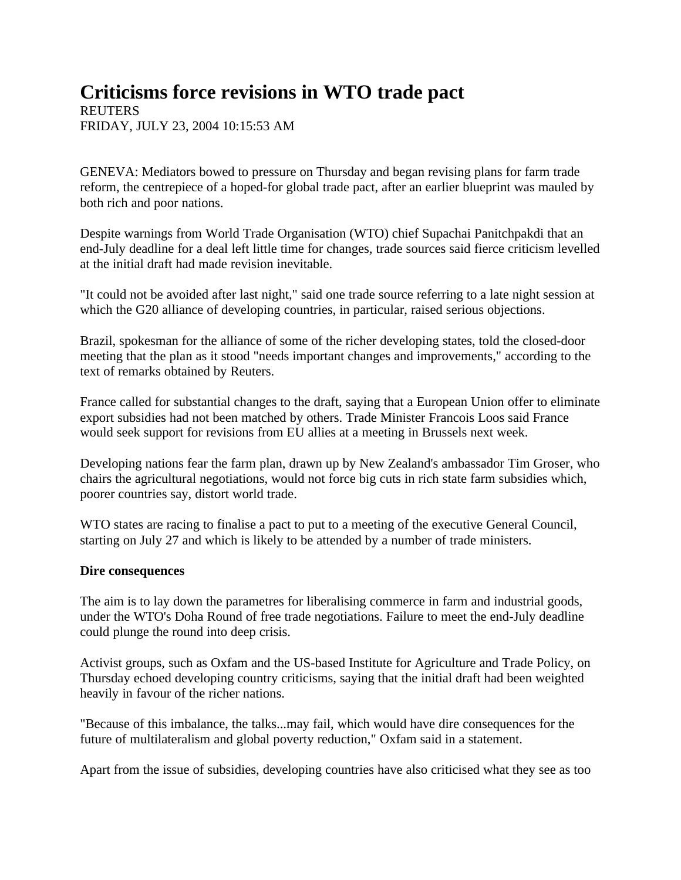# Criticisms force revisions in WTO trade pact

REUTERS
FRIDAY, JULY 23, 2004 10:15:53 AM

GENEVA: Mediators bowed to pressure on Thursday and began revising plans for farm trade reform, the centrepiece of a hoped-for global trade pact, after an earlier blueprint was mauled by both rich and poor nations.

Despite warnings from World Trade Organisation (WTO) chief Supachai Panitchpakdi that an end-July deadline for a deal left little time for changes, trade sources said fierce criticism levelled at the initial draft had made revision inevitable.

"It could not be avoided after last night," said one trade source referring to a late night session at which the G20 alliance of developing countries, in particular, raised serious objections.

Brazil, spokesman for the alliance of some of the richer developing states, told the closed-door meeting that the plan as it stood "needs important changes and improvements," according to the text of remarks obtained by Reuters.

France called for substantial changes to the draft, saying that a European Union offer to eliminate export subsidies had not been matched by others. Trade Minister Francois Loos said France would seek support for revisions from EU allies at a meeting in Brussels next week.

Developing nations fear the farm plan, drawn up by New Zealand's ambassador Tim Groser, who chairs the agricultural negotiations, would not force big cuts in rich state farm subsidies which, poorer countries say, distort world trade.

WTO states are racing to finalise a pact to put to a meeting of the executive General Council, starting on July 27 and which is likely to be attended by a number of trade ministers.

**Dire consequences**

The aim is to lay down the parametres for liberalising commerce in farm and industrial goods, under the WTO's Doha Round of free trade negotiations. Failure to meet the end-July deadline could plunge the round into deep crisis.

Activist groups, such as Oxfam and the US-based Institute for Agriculture and Trade Policy, on Thursday echoed developing country criticisms, saying that the initial draft had been weighted heavily in favour of the richer nations.

"Because of this imbalance, the talks...may fail, which would have dire consequences for the future of multilateralism and global poverty reduction," Oxfam said in a statement.

Apart from the issue of subsidies, developing countries have also criticised what they see as too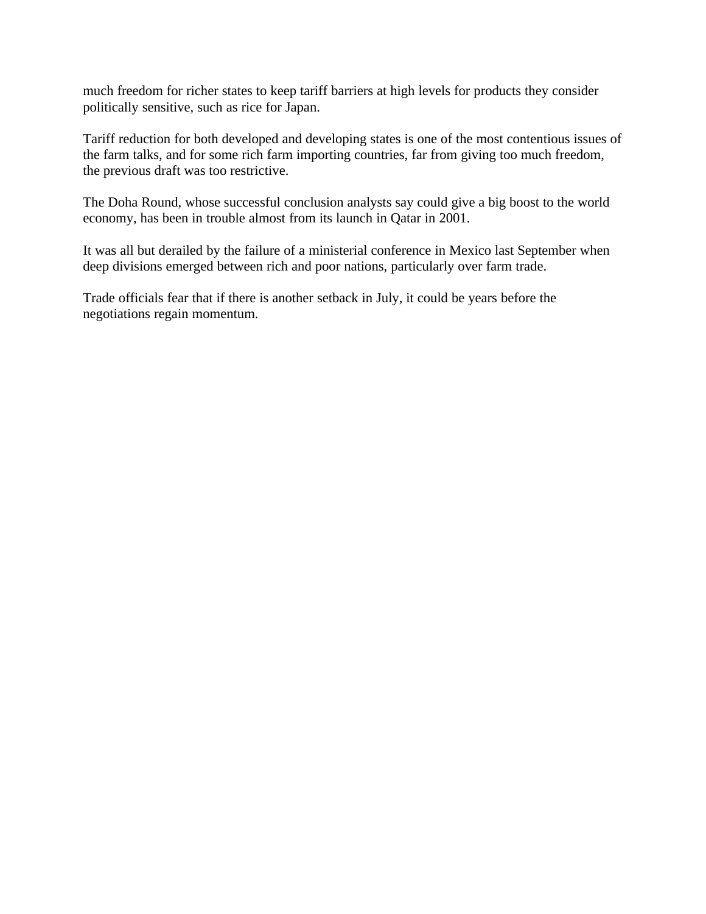much freedom for richer states to keep tariff barriers at high levels for products they consider politically sensitive, such as rice for Japan.

Tariff reduction for both developed and developing states is one of the most contentious issues of the farm talks, and for some rich farm importing countries, far from giving too much freedom, the previous draft was too restrictive.

The Doha Round, whose successful conclusion analysts say could give a big boost to the world economy, has been in trouble almost from its launch in Qatar in 2001.

It was all but derailed by the failure of a ministerial conference in Mexico last September when deep divisions emerged between rich and poor nations, particularly over farm trade.

Trade officials fear that if there is another setback in July, it could be years before the negotiations regain momentum.